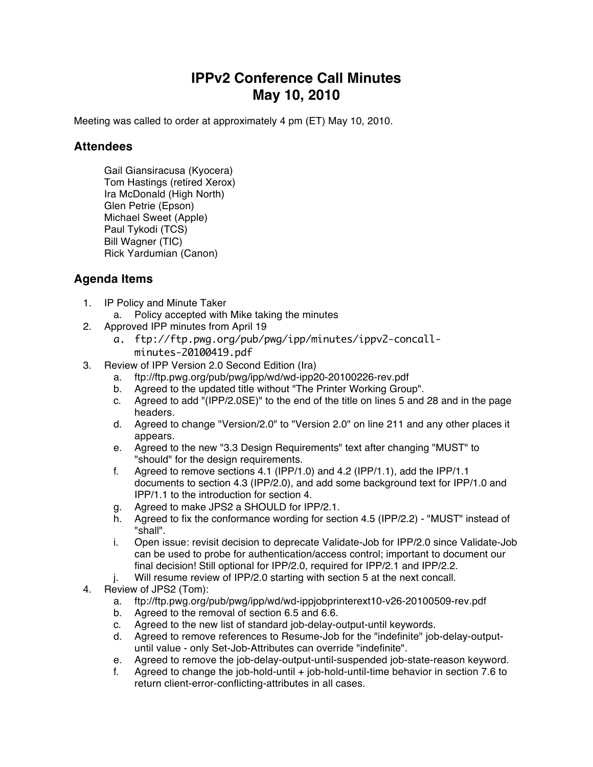# IPPv2 Conference Call Minutes
# May 10, 2010

Meeting was called to order at approximately 4 pm (ET) May 10, 2010.

## Attendees

Gail Giansiracusa (Kyocera)
Tom Hastings (retired Xerox)
Ira McDonald (High North)
Glen Petrie (Epson)
Michael Sweet (Apple)
Paul Tykodi (TCS)
Bill Wagner (TIC)
Rick Yardumian (Canon)

## Agenda Items

1. IP Policy and Minute Taker
   a. Policy accepted with Mike taking the minutes
2. Approved IPP minutes from April 19
   a. ftp://ftp.pwg.org/pub/pwg/ipp/minutes/ippv2-concall-minutes-20100419.pdf
3. Review of IPP Version 2.0 Second Edition (Ira)
   a. ftp://ftp.pwg.org/pub/pwg/ipp/wd/wd-ipp20-20100226-rev.pdf
   b. Agreed to the updated title without "The Printer Working Group".
   c. Agreed to add "(IPP/2.0SE)" to the end of the title on lines 5 and 28 and in the page headers.
   d. Agreed to change "Version/2.0" to "Version 2.0" on line 211 and any other places it appears.
   e. Agreed to the new "3.3 Design Requirements" text after changing "MUST" to "should" for the design requirements.
   f. Agreed to remove sections 4.1 (IPP/1.0) and 4.2 (IPP/1.1), add the IPP/1.1 documents to section 4.3 (IPP/2.0), and add some background text for IPP/1.0 and IPP/1.1 to the introduction for section 4.
   g. Agreed to make JPS2 a SHOULD for IPP/2.1.
   h. Agreed to fix the conformance wording for section 4.5 (IPP/2.2) - "MUST" instead of "shall".
   i. Open issue: revisit decision to deprecate Validate-Job for IPP/2.0 since Validate-Job can be used to probe for authentication/access control; important to document our final decision! Still optional for IPP/2.0, required for IPP/2.1 and IPP/2.2.
   j. Will resume review of IPP/2.0 starting with section 5 at the next concall.
4. Review of JPS2 (Tom):
   a. ftp://ftp.pwg.org/pub/pwg/ipp/wd/wd-ippjobprinterext10-v26-20100509-rev.pdf
   b. Agreed to the removal of section 6.5 and 6.6.
   c. Agreed to the new list of standard job-delay-output-until keywords.
   d. Agreed to remove references to Resume-Job for the "indefinite" job-delay-output-until value - only Set-Job-Attributes can override "indefinite".
   e. Agreed to remove the job-delay-output-until-suspended job-state-reason keyword.
   f. Agreed to change the job-hold-until + job-hold-until-time behavior in section 7.6 to return client-error-conflicting-attributes in all cases.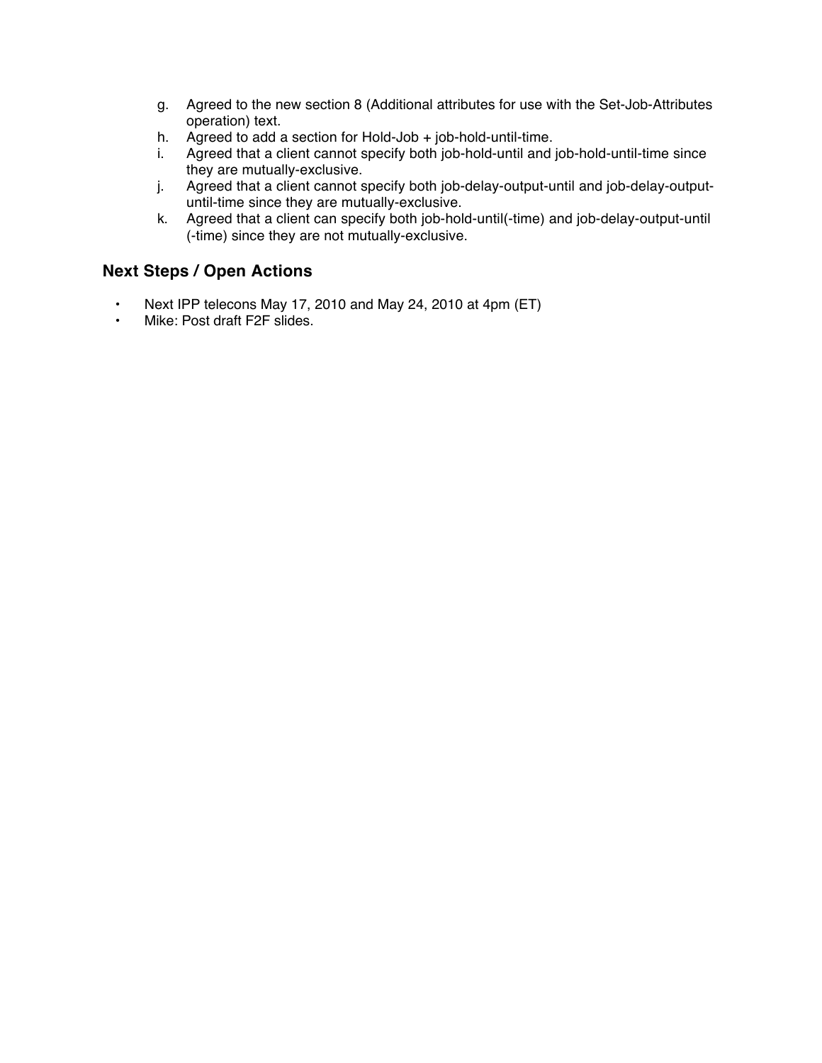g. Agreed to the new section 8 (Additional attributes for use with the Set-Job-Attributes operation) text.
h. Agreed to add a section for Hold-Job + job-hold-until-time.
i. Agreed that a client cannot specify both job-hold-until and job-hold-until-time since they are mutually-exclusive.
j. Agreed that a client cannot specify both job-delay-output-until and job-delay-output-until-time since they are mutually-exclusive.
k. Agreed that a client can specify both job-hold-until(-time) and job-delay-output-until (-time) since they are not mutually-exclusive.

## Next Steps / Open Actions

- Next IPP telecons May 17, 2010 and May 24, 2010 at 4pm (ET)
- Mike: Post draft F2F slides.